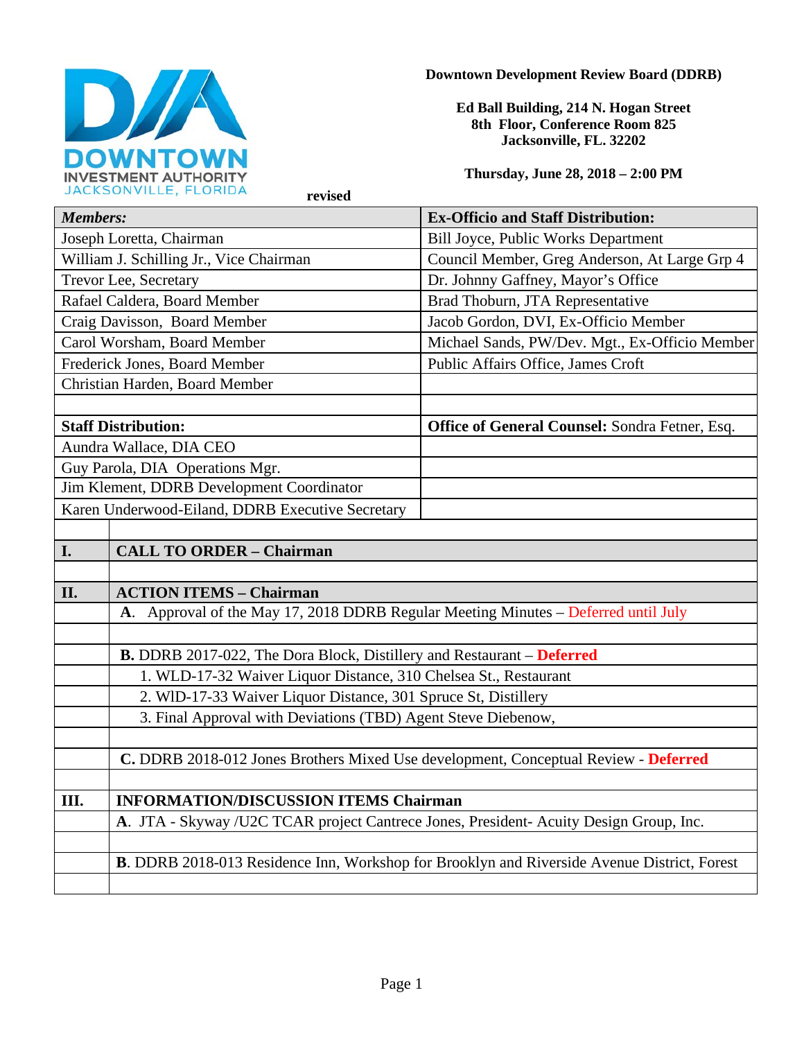DOWNTOWN INVESTMENT AUTHORITY
JACKSONVILLE, FLORIDA

**Downtown Development Review Board (DDRB)**

**Ed Ball Building, 214 N. Hogan Street**
**8th Floor, Conference Room 825**
**Jacksonville, FL. 32202**

**Thursday, June 28, 2018 – 2:00 PM**

**revised**

| ***Members:*** | **Ex-Officio and Staff Distribution:** |
|---|---|
| Joseph Loretta, Chairman | Bill Joyce, Public Works Department |
| William J. Schilling Jr., Vice Chairman | Council Member, Greg Anderson, At Large Grp 4 |
| Trevor Lee, Secretary | Dr. Johnny Gaffney, Mayor's Office |
| Rafael Caldera, Board Member | Brad Thoburn, JTA Representative |
| Craig Davisson, Board Member | Jacob Gordon, DVI, Ex-Officio Member |
| Carol Worsham, Board Member | Michael Sands, PW/Dev. Mgt., Ex-Officio Member |
| Frederick Jones, Board Member | Public Affairs Office, James Croft |
| Christian Harden, Board Member | |
| | |
| **Staff Distribution:** | **Office of General Counsel:** Sondra Fetner, Esq. |
| Aundra Wallace, DIA CEO | |
| Guy Parola, DIA Operations Mgr. | |
| Jim Klement, DDRB Development Coordinator | |
| Karen Underwood-Eiland, DDRB Executive Secretary | |

| | |
|---|---|
| **I.** | **CALL TO ORDER – Chairman** |
| | |
| **II.** | **ACTION ITEMS – Chairman** |
| | **A**. Approval of the May 17, 2018 DDRB Regular Meeting Minutes – Deferred until July |
| | |
| | **B.** DDRB 2017-022, The Dora Block, Distillery and Restaurant – **Deferred** |
| | 1. WLD-17-32 Waiver Liquor Distance, 310 Chelsea St., Restaurant |
| | 2. WlD-17-33 Waiver Liquor Distance, 301 Spruce St, Distillery |
| | 3. Final Approval with Deviations (TBD) Agent Steve Diebenow, |
| | |
| | **C.** DDRB 2018-012 Jones Brothers Mixed Use development, Conceptual Review - **Deferred** |
| | |
| **III.** | **INFORMATION/DISCUSSION ITEMS Chairman** |
| | **A**. JTA - Skyway /U2C TCAR project Cantrece Jones, President- Acuity Design Group, Inc. |
| | |
| | **B**. DDRB 2018-013 Residence Inn, Workshop for Brooklyn and Riverside Avenue District, Forest |
| | |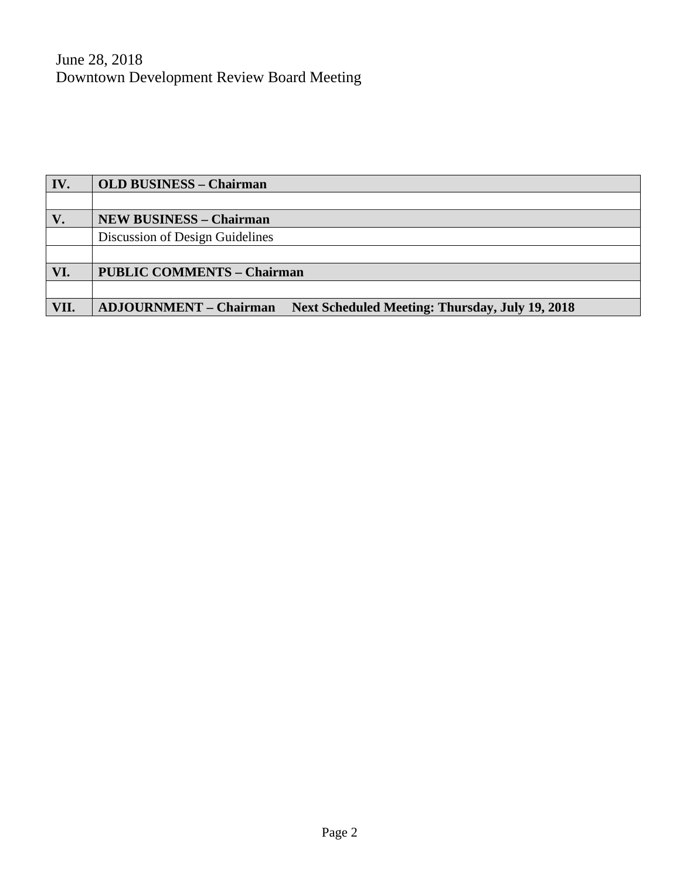June 28, 2018
Downtown Development Review Board Meeting

| **IV.** | **OLD BUSINESS – Chairman** |
|---|---|
| | |
| **V.** | **NEW BUSINESS – Chairman** |
| | Discussion of Design Guidelines |
| | |
| **VI.** | **PUBLIC COMMENTS – Chairman** |
| | |
| **VII.** | **ADJOURNMENT – Chairman     Next Scheduled Meeting: Thursday, July 19, 2018** |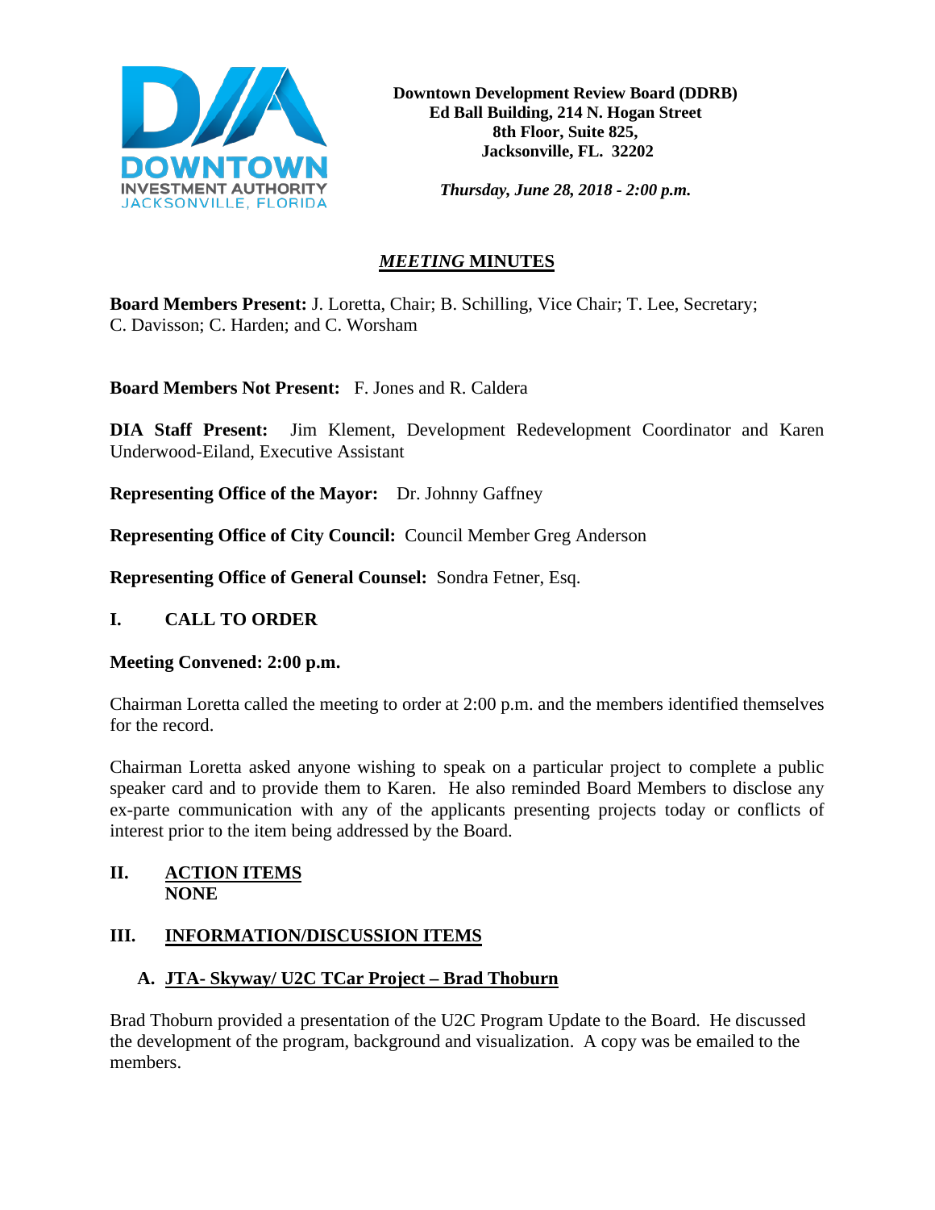**Downtown Development Review Board (DDRB)**
**Ed Ball Building, 214 N. Hogan Street**
**8th Floor, Suite 825,**
**Jacksonville, FL. 32202**

***Thursday, June 28, 2018 - 2:00 p.m.***

# *MEETING* MINUTES

**Board Members Present:** J. Loretta, Chair; B. Schilling, Vice Chair; T. Lee, Secretary; C. Davisson; C. Harden; and C. Worsham

**Board Members Not Present:** F. Jones and R. Caldera

**DIA Staff Present:** Jim Klement, Development Redevelopment Coordinator and Karen Underwood-Eiland, Executive Assistant

**Representing Office of the Mayor:** Dr. Johnny Gaffney

**Representing Office of City Council:** Council Member Greg Anderson

**Representing Office of General Counsel:** Sondra Fetner, Esq.

## I. CALL TO ORDER

**Meeting Convened: 2:00 p.m.**

Chairman Loretta called the meeting to order at 2:00 p.m. and the members identified themselves for the record.

Chairman Loretta asked anyone wishing to speak on a particular project to complete a public speaker card and to provide them to Karen. He also reminded Board Members to disclose any ex-parte communication with any of the applicants presenting projects today or conflicts of interest prior to the item being addressed by the Board.

## II. ACTION ITEMS
**NONE**

## III. INFORMATION/DISCUSSION ITEMS

### A. JTA- Skyway/ U2C TCar Project – Brad Thoburn

Brad Thoburn provided a presentation of the U2C Program Update to the Board. He discussed the development of the program, background and visualization. A copy was be emailed to the members.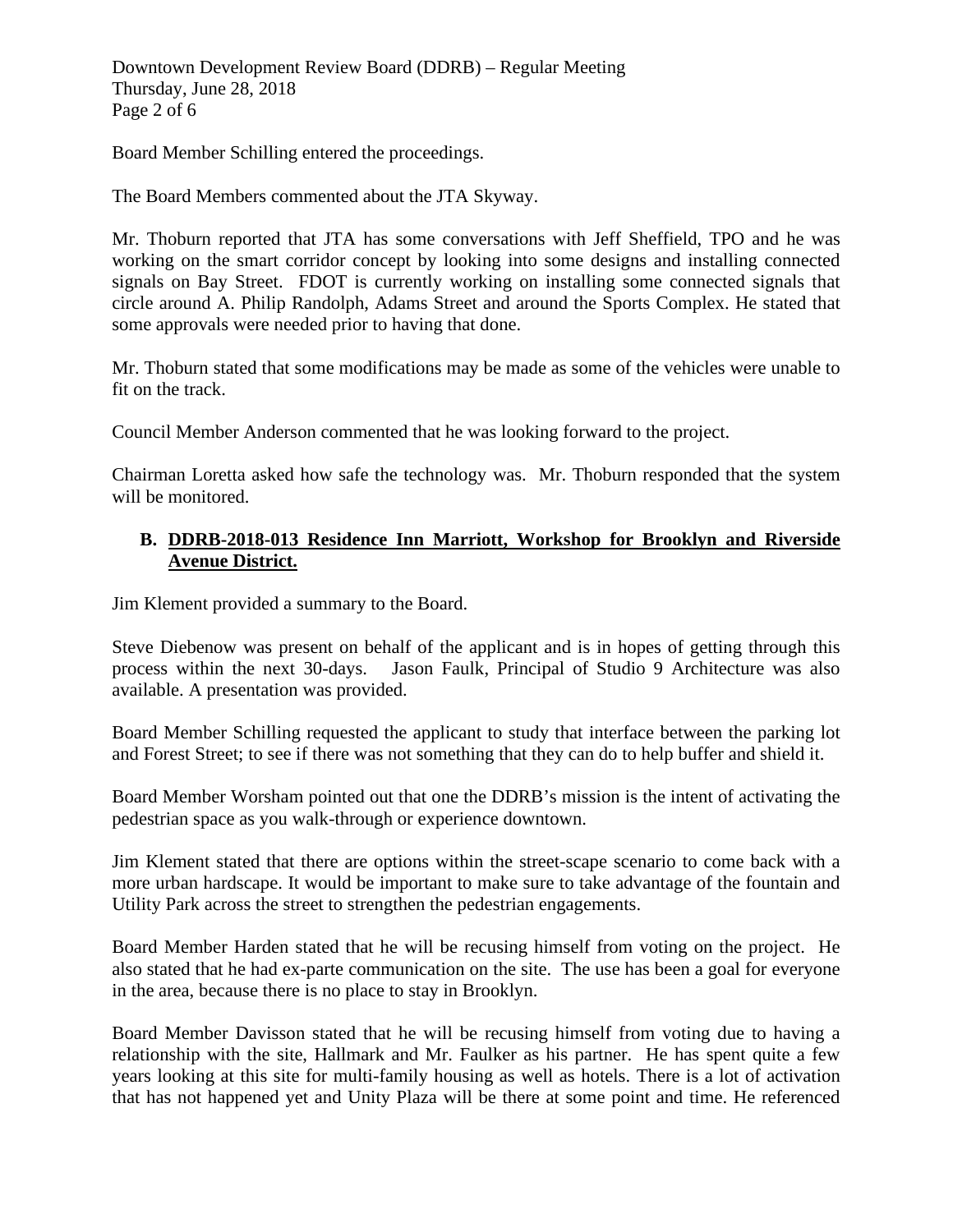Board Member Schilling entered the proceedings.

The Board Members commented about the JTA Skyway.

Mr. Thoburn reported that JTA has some conversations with Jeff Sheffield, TPO and he was working on the smart corridor concept by looking into some designs and installing connected signals on Bay Street. FDOT is currently working on installing some connected signals that circle around A. Philip Randolph, Adams Street and around the Sports Complex. He stated that some approvals were needed prior to having that done.

Mr. Thoburn stated that some modifications may be made as some of the vehicles were unable to fit on the track.

Council Member Anderson commented that he was looking forward to the project.

Chairman Loretta asked how safe the technology was. Mr. Thoburn responded that the system will be monitored.

**B. DDRB-2018-013 Residence Inn Marriott, Workshop for Brooklyn and Riverside Avenue District.**

Jim Klement provided a summary to the Board.

Steve Diebenow was present on behalf of the applicant and is in hopes of getting through this process within the next 30-days. Jason Faulk, Principal of Studio 9 Architecture was also available. A presentation was provided.

Board Member Schilling requested the applicant to study that interface between the parking lot and Forest Street; to see if there was not something that they can do to help buffer and shield it.

Board Member Worsham pointed out that one the DDRB's mission is the intent of activating the pedestrian space as you walk-through or experience downtown.

Jim Klement stated that there are options within the street-scape scenario to come back with a more urban hardscape. It would be important to make sure to take advantage of the fountain and Utility Park across the street to strengthen the pedestrian engagements.

Board Member Harden stated that he will be recusing himself from voting on the project. He also stated that he had ex-parte communication on the site. The use has been a goal for everyone in the area, because there is no place to stay in Brooklyn.

Board Member Davisson stated that he will be recusing himself from voting due to having a relationship with the site, Hallmark and Mr. Faulker as his partner. He has spent quite a few years looking at this site for multi-family housing as well as hotels. There is a lot of activation that has not happened yet and Unity Plaza will be there at some point and time. He referenced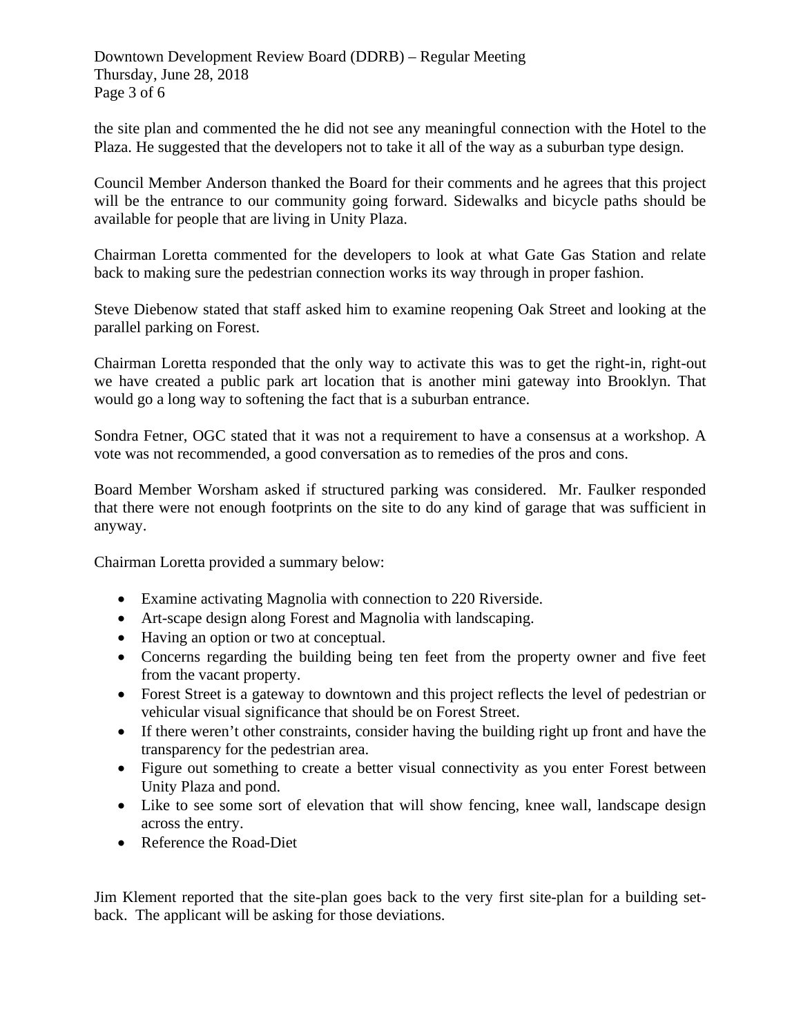the site plan and commented the he did not see any meaningful connection with the Hotel to the Plaza. He suggested that the developers not to take it all of the way as a suburban type design.

Council Member Anderson thanked the Board for their comments and he agrees that this project will be the entrance to our community going forward. Sidewalks and bicycle paths should be available for people that are living in Unity Plaza.

Chairman Loretta commented for the developers to look at what Gate Gas Station and relate back to making sure the pedestrian connection works its way through in proper fashion.

Steve Diebenow stated that staff asked him to examine reopening Oak Street and looking at the parallel parking on Forest.

Chairman Loretta responded that the only way to activate this was to get the right-in, right-out we have created a public park art location that is another mini gateway into Brooklyn. That would go a long way to softening the fact that is a suburban entrance.

Sondra Fetner, OGC stated that it was not a requirement to have a consensus at a workshop. A vote was not recommended, a good conversation as to remedies of the pros and cons.

Board Member Worsham asked if structured parking was considered. Mr. Faulker responded that there were not enough footprints on the site to do any kind of garage that was sufficient in anyway.

Chairman Loretta provided a summary below:

- Examine activating Magnolia with connection to 220 Riverside.
- Art-scape design along Forest and Magnolia with landscaping.
- Having an option or two at conceptual.
- Concerns regarding the building being ten feet from the property owner and five feet from the vacant property.
- Forest Street is a gateway to downtown and this project reflects the level of pedestrian or vehicular visual significance that should be on Forest Street.
- If there weren't other constraints, consider having the building right up front and have the transparency for the pedestrian area.
- Figure out something to create a better visual connectivity as you enter Forest between Unity Plaza and pond.
- Like to see some sort of elevation that will show fencing, knee wall, landscape design across the entry.
- Reference the Road-Diet

Jim Klement reported that the site-plan goes back to the very first site-plan for a building set-back. The applicant will be asking for those deviations.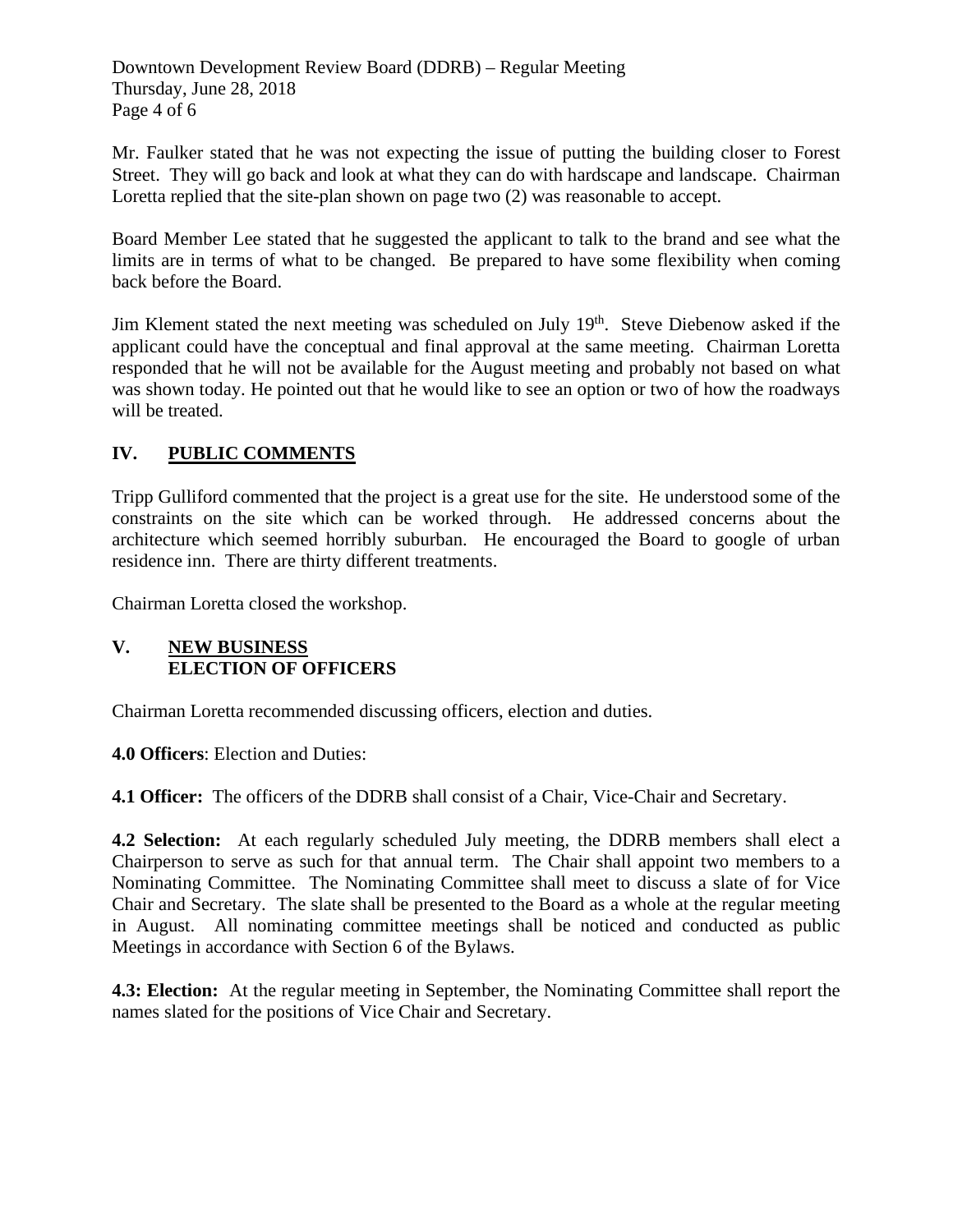Mr. Faulker stated that he was not expecting the issue of putting the building closer to Forest Street. They will go back and look at what they can do with hardscape and landscape. Chairman Loretta replied that the site-plan shown on page two (2) was reasonable to accept.

Board Member Lee stated that he suggested the applicant to talk to the brand and see what the limits are in terms of what to be changed. Be prepared to have some flexibility when coming back before the Board.

Jim Klement stated the next meeting was scheduled on July 19th. Steve Diebenow asked if the applicant could have the conceptual and final approval at the same meeting. Chairman Loretta responded that he will not be available for the August meeting and probably not based on what was shown today. He pointed out that he would like to see an option or two of how the roadways will be treated.

## IV. PUBLIC COMMENTS

Tripp Gulliford commented that the project is a great use for the site. He understood some of the constraints on the site which can be worked through. He addressed concerns about the architecture which seemed horribly suburban. He encouraged the Board to google of urban residence inn. There are thirty different treatments.

Chairman Loretta closed the workshop.

## V. NEW BUSINESS
## ELECTION OF OFFICERS

Chairman Loretta recommended discussing officers, election and duties.

**4.0 Officers**: Election and Duties:

**4.1 Officer:** The officers of the DDRB shall consist of a Chair, Vice-Chair and Secretary.

**4.2 Selection:** At each regularly scheduled July meeting, the DDRB members shall elect a Chairperson to serve as such for that annual term. The Chair shall appoint two members to a Nominating Committee. The Nominating Committee shall meet to discuss a slate of for Vice Chair and Secretary. The slate shall be presented to the Board as a whole at the regular meeting in August. All nominating committee meetings shall be noticed and conducted as public Meetings in accordance with Section 6 of the Bylaws.

**4.3: Election:** At the regular meeting in September, the Nominating Committee shall report the names slated for the positions of Vice Chair and Secretary.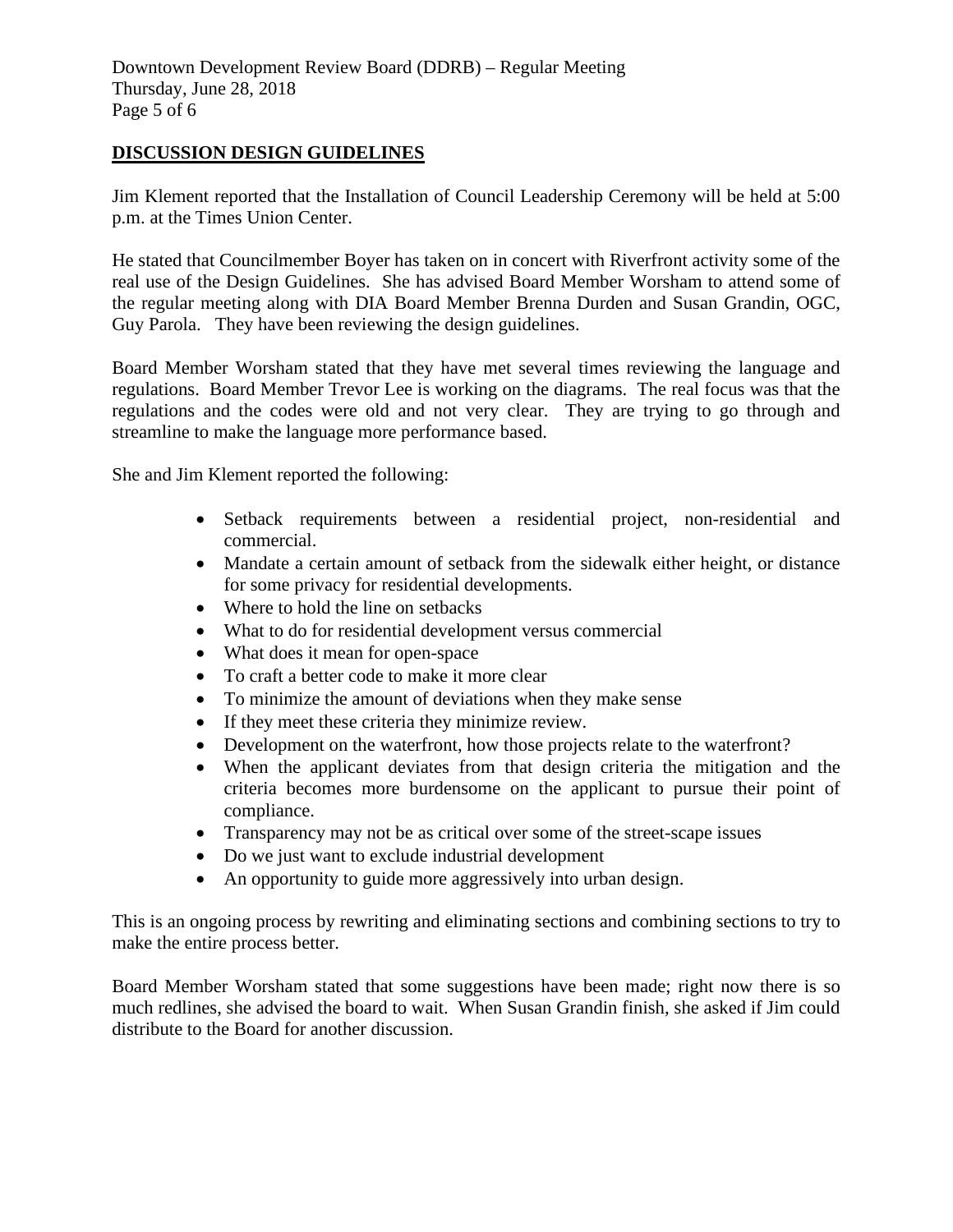## DISCUSSION DESIGN GUIDELINES

Jim Klement reported that the Installation of Council Leadership Ceremony will be held at 5:00 p.m. at the Times Union Center.

He stated that Councilmember Boyer has taken on in concert with Riverfront activity some of the real use of the Design Guidelines. She has advised Board Member Worsham to attend some of the regular meeting along with DIA Board Member Brenna Durden and Susan Grandin, OGC, Guy Parola. They have been reviewing the design guidelines.

Board Member Worsham stated that they have met several times reviewing the language and regulations. Board Member Trevor Lee is working on the diagrams. The real focus was that the regulations and the codes were old and not very clear. They are trying to go through and streamline to make the language more performance based.

She and Jim Klement reported the following:

- Setback requirements between a residential project, non-residential and commercial.
- Mandate a certain amount of setback from the sidewalk either height, or distance for some privacy for residential developments.
- Where to hold the line on setbacks
- What to do for residential development versus commercial
- What does it mean for open-space
- To craft a better code to make it more clear
- To minimize the amount of deviations when they make sense
- If they meet these criteria they minimize review.
- Development on the waterfront, how those projects relate to the waterfront?
- When the applicant deviates from that design criteria the mitigation and the criteria becomes more burdensome on the applicant to pursue their point of compliance.
- Transparency may not be as critical over some of the street-scape issues
- Do we just want to exclude industrial development
- An opportunity to guide more aggressively into urban design.

This is an ongoing process by rewriting and eliminating sections and combining sections to try to make the entire process better.

Board Member Worsham stated that some suggestions have been made; right now there is so much redlines, she advised the board to wait. When Susan Grandin finish, she asked if Jim could distribute to the Board for another discussion.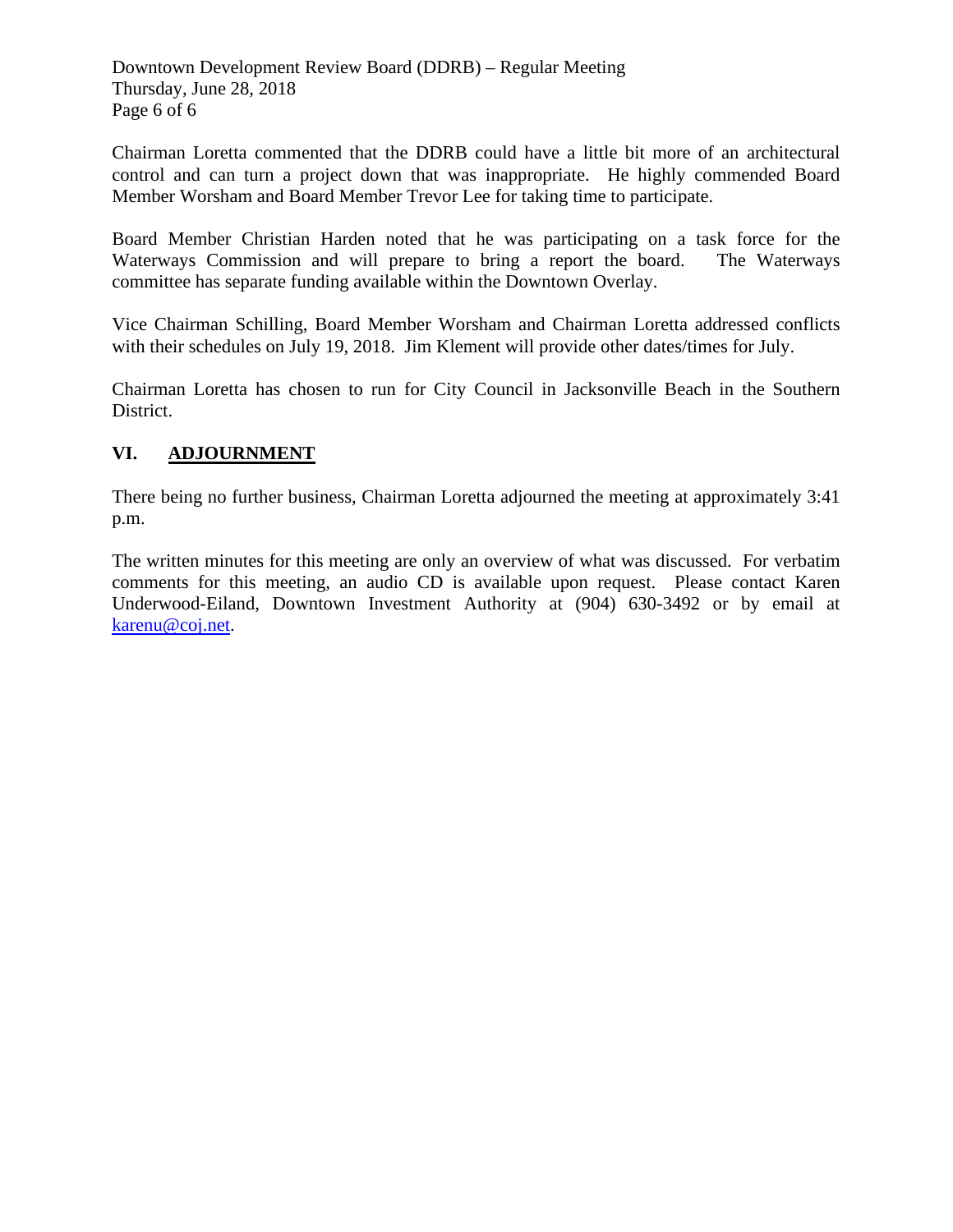Chairman Loretta commented that the DDRB could have a little bit more of an architectural control and can turn a project down that was inappropriate. He highly commended Board Member Worsham and Board Member Trevor Lee for taking time to participate.

Board Member Christian Harden noted that he was participating on a task force for the Waterways Commission and will prepare to bring a report the board. The Waterways committee has separate funding available within the Downtown Overlay.

Vice Chairman Schilling, Board Member Worsham and Chairman Loretta addressed conflicts with their schedules on July 19, 2018. Jim Klement will provide other dates/times for July.

Chairman Loretta has chosen to run for City Council in Jacksonville Beach in the Southern District.

## VI. ADJOURNMENT

There being no further business, Chairman Loretta adjourned the meeting at approximately 3:41 p.m.

The written minutes for this meeting are only an overview of what was discussed. For verbatim comments for this meeting, an audio CD is available upon request. Please contact Karen Underwood-Eiland, Downtown Investment Authority at (904) 630-3492 or by email at karenu@coj.net.